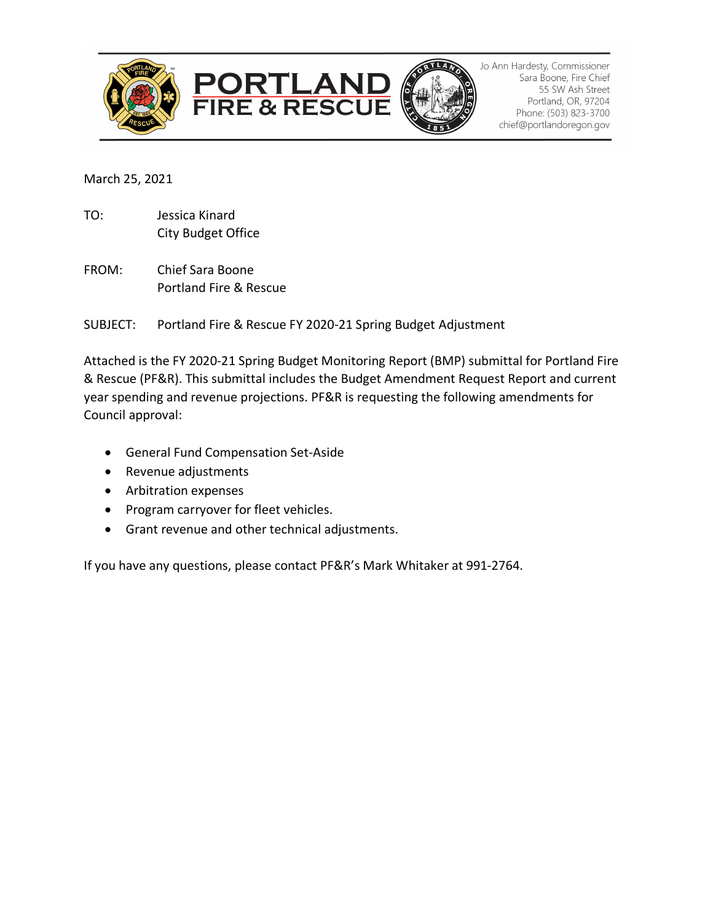**PORTLAND FIRE & RESCUE**

Jo Ann Hardesty, Commissioner
Sara Boone, Fire Chief
55 SW Ash Street
Portland, OR, 97204
Phone: (503) 823-3700
chief@portlandoregon.gov

March 25, 2021

TO: Jessica Kinard
City Budget Office

FROM: Chief Sara Boone
Portland Fire & Rescue

SUBJECT: Portland Fire & Rescue FY 2020-21 Spring Budget Adjustment

Attached is the FY 2020-21 Spring Budget Monitoring Report (BMP) submittal for Portland Fire & Rescue (PF&R). This submittal includes the Budget Amendment Request Report and current year spending and revenue projections. PF&R is requesting the following amendments for Council approval:

- General Fund Compensation Set-Aside
- Revenue adjustments
- Arbitration expenses
- Program carryover for fleet vehicles.
- Grant revenue and other technical adjustments.

If you have any questions, please contact PF&R's Mark Whitaker at 991-2764.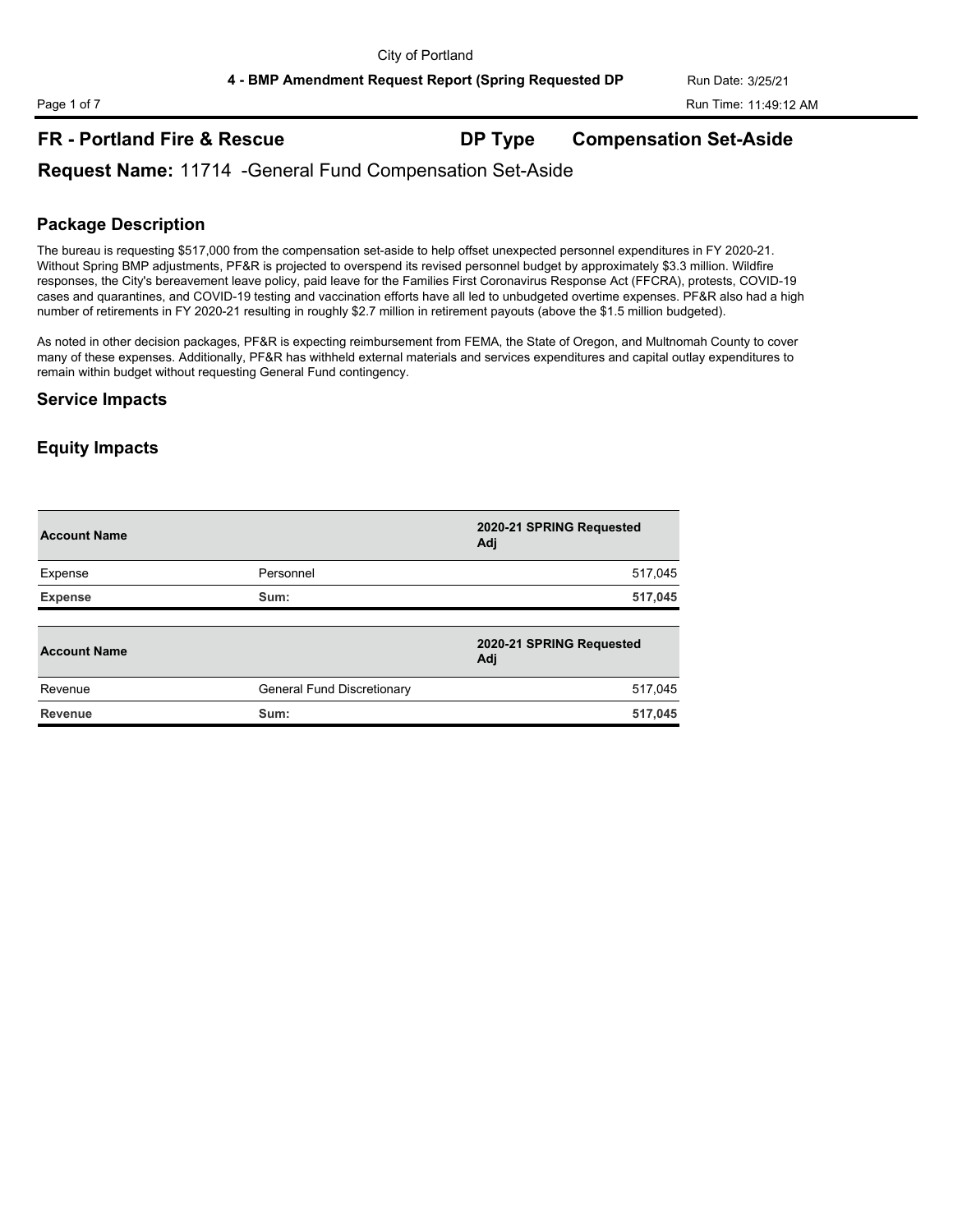City of Portland

**4 - BMP Amendment Request Report (Spring Requested DP**

Run Date: 3/25/21

Run Time: 11:49:12 AM

## FR - Portland Fire & Rescue — DP Type: Compensation Set-Aside

## Request Name: 11714 -General Fund Compensation Set-Aside

### Package Description

The bureau is requesting $517,000 from the compensation set-aside to help offset unexpected personnel expenditures in FY 2020-21. Without Spring BMP adjustments, PF&R is projected to overspend its revised personnel budget by approximately $3.3 million. Wildfire responses, the City's bereavement leave policy, paid leave for the Families First Coronavirus Response Act (FFCRA), protests, COVID-19 cases and quarantines, and COVID-19 testing and vaccination efforts have all led to unbudgeted overtime expenses. PF&R also had a high number of retirements in FY 2020-21 resulting in roughly $2.7 million in retirement payouts (above the $1.5 million budgeted).

As noted in other decision packages, PF&R is expecting reimbursement from FEMA, the State of Oregon, and Multnomah County to cover many of these expenses. Additionally, PF&R has withheld external materials and services expenditures and capital outlay expenditures to remain within budget without requesting General Fund contingency.

### Service Impacts

### Equity Impacts

| Account Name | | 2020-21 SPRING Requested Adj |
|---|---|---|
| Expense | Personnel | 517,045 |
| **Expense** | **Sum:** | **517,045** |

| Account Name | | 2020-21 SPRING Requested Adj |
|---|---|---|
| Revenue | General Fund Discretionary | 517,045 |
| **Revenue** | **Sum:** | **517,045** |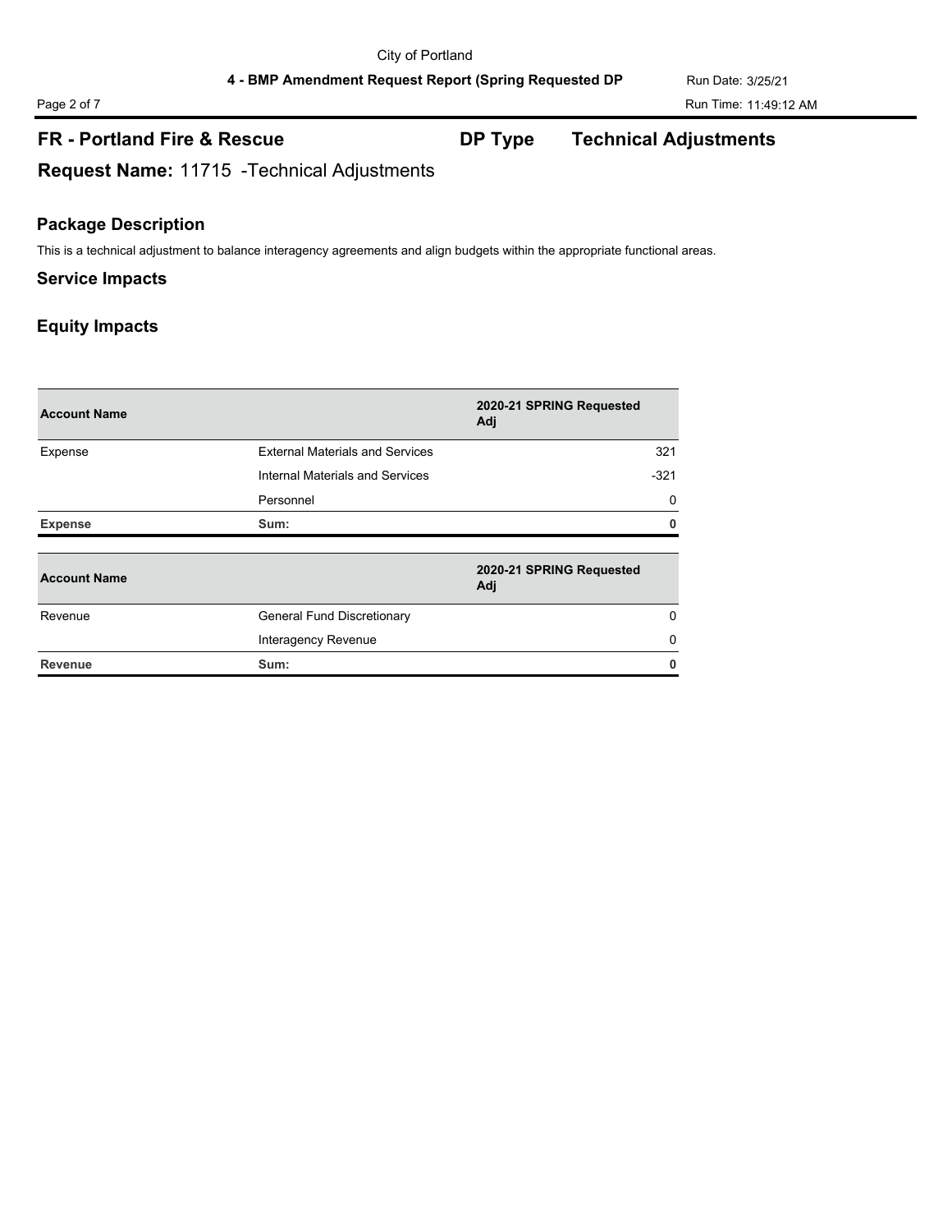## FR - Portland Fire & Rescue  DP Type  Technical Adjustments

**Request Name:** 11715 -Technical Adjustments

### Package Description

This is a technical adjustment to balance interagency agreements and align budgets within the appropriate functional areas.

### Service Impacts

### Equity Impacts

| Account Name | | 2020-21 SPRING Requested Adj |
|---|---|---|
| Expense | External Materials and Services | 321 |
| | Internal Materials and Services | -321 |
| | Personnel | 0 |
| **Expense** | **Sum:** | **0** |

| Account Name | | 2020-21 SPRING Requested Adj |
|---|---|---|
| Revenue | General Fund Discretionary | 0 |
| | Interagency Revenue | 0 |
| **Revenue** | **Sum:** | **0** |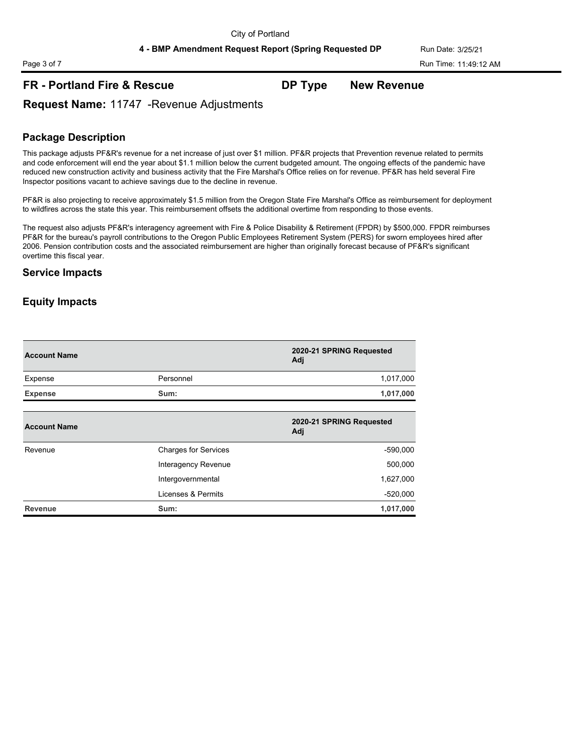## FR - Portland Fire & Rescue

**DP Type** New Revenue

### Request Name: 11747 -Revenue Adjustments

### Package Description

This package adjusts PF&R's revenue for a net increase of just over $1 million. PF&R projects that Prevention revenue related to permits and code enforcement will end the year about $1.1 million below the current budgeted amount. The ongoing effects of the pandemic have reduced new construction activity and business activity that the Fire Marshal's Office relies on for revenue. PF&R has held several Fire Inspector positions vacant to achieve savings due to the decline in revenue.

PF&R is also projecting to receive approximately $1.5 million from the Oregon State Fire Marshal's Office as reimbursement for deployment to wildfires across the state this year. This reimbursement offsets the additional overtime from responding to those events.

The request also adjusts PF&R's interagency agreement with Fire & Police Disability & Retirement (FPDR) by $500,000. FPDR reimburses PF&R for the bureau's payroll contributions to the Oregon Public Employees Retirement System (PERS) for sworn employees hired after 2006. Pension contribution costs and the associated reimbursement are higher than originally forecast because of PF&R's significant overtime this fiscal year.

### Service Impacts

### Equity Impacts

| Account Name | | 2020-21 SPRING Requested Adj |
|---|---|---|
| Expense | Personnel | 1,017,000 |
| **Expense** | **Sum:** | **1,017,000** |

| Account Name | | 2020-21 SPRING Requested Adj |
|---|---|---|
| Revenue | Charges for Services | -590,000 |
| | Interagency Revenue | 500,000 |
| | Intergovernmental | 1,627,000 |
| | Licenses & Permits | -520,000 |
| **Revenue** | **Sum:** | **1,017,000** |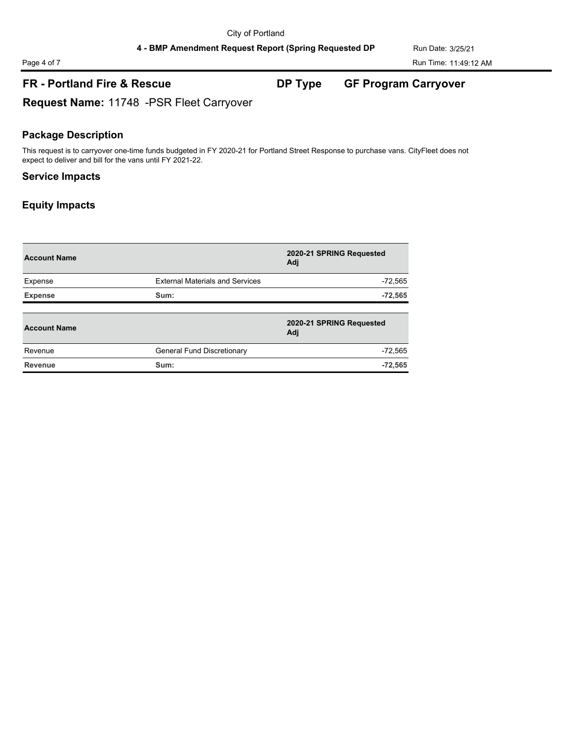## FR - Portland Fire & Rescue

**DP Type** GF Program Carryover

**Request Name:** 11748 -PSR Fleet Carryover

### Package Description

This request is to carryover one-time funds budgeted in FY 2020-21 for Portland Street Response to purchase vans. CityFleet does not expect to deliver and bill for the vans until FY 2021-22.

### Service Impacts

### Equity Impacts

| Account Name | | 2020-21 SPRING Requested Adj |
|---|---|---|
| Expense | External Materials and Services | -72,565 |
| **Expense** | **Sum:** | **-72,565** |

| Account Name | | 2020-21 SPRING Requested Adj |
|---|---|---|
| Revenue | General Fund Discretionary | -72,565 |
| **Revenue** | **Sum:** | **-72,565** |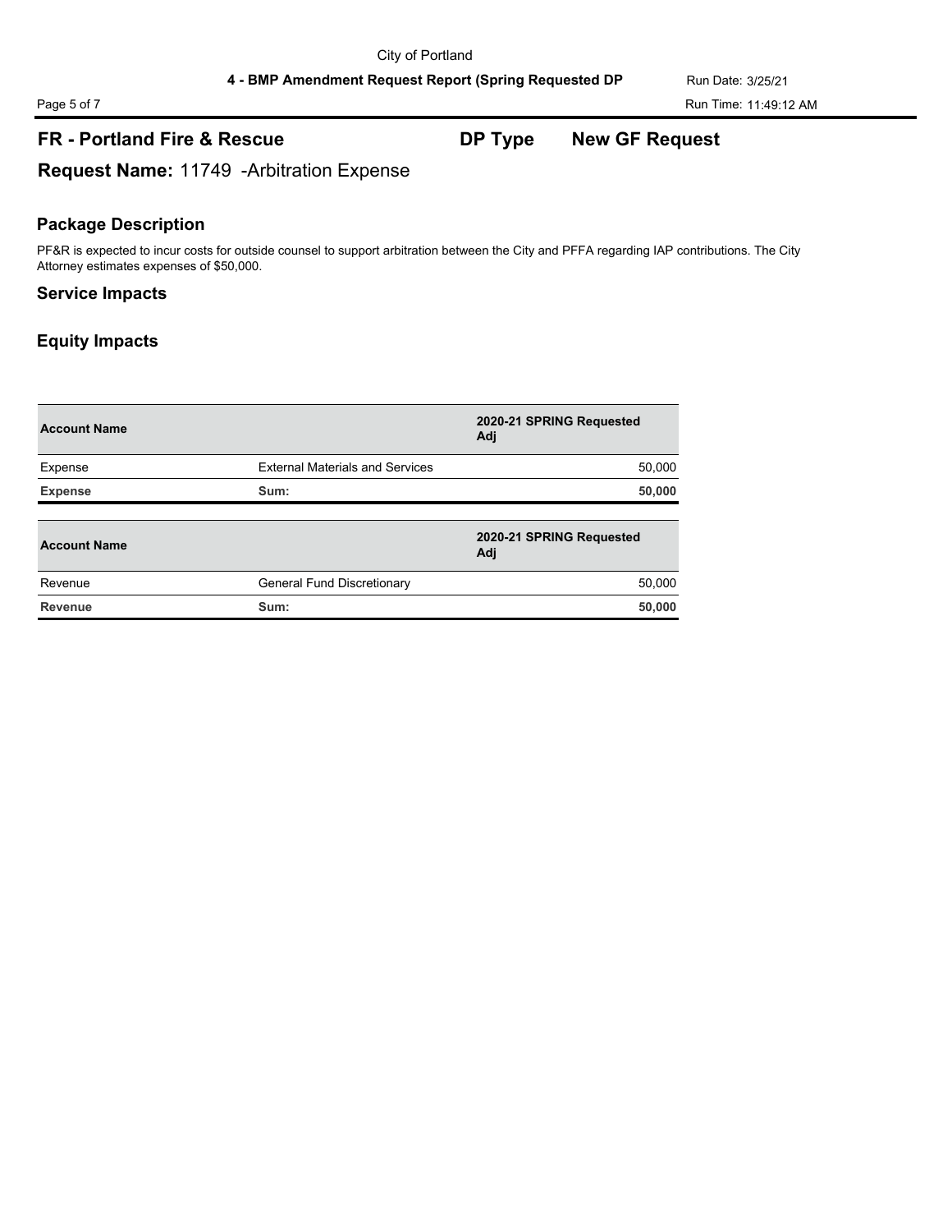## FR - Portland Fire & Rescue

**DP Type** **New GF Request**

### Request Name: 11749 -Arbitration Expense

### Package Description

PF&R is expected to incur costs for outside counsel to support arbitration between the City and PFFA regarding IAP contributions. The City Attorney estimates expenses of $50,000.

### Service Impacts

### Equity Impacts

| Account Name | | 2020-21 SPRING Requested Adj |
|---|---|---|
| Expense | External Materials and Services | 50,000 |
| **Expense** | **Sum:** | **50,000** |

| Account Name | | 2020-21 SPRING Requested Adj |
|---|---|---|
| Revenue | General Fund Discretionary | 50,000 |
| **Revenue** | **Sum:** | **50,000** |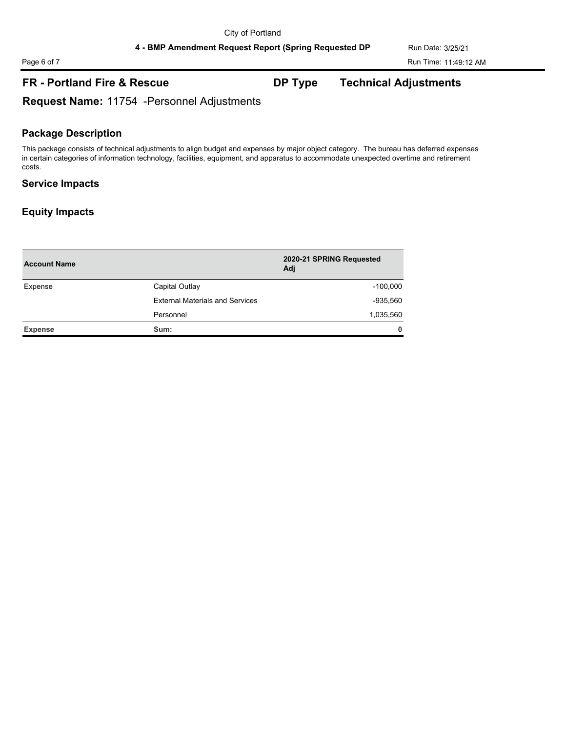## FR - Portland Fire & Rescue  DP Type  Technical Adjustments

**Request Name:** 11754 -Personnel Adjustments

### Package Description

This package consists of technical adjustments to align budget and expenses by major object category. The bureau has deferred expenses in certain categories of information technology, facilities, equipment, and apparatus to accommodate unexpected overtime and retirement costs.

### Service Impacts

### Equity Impacts

| Account Name | | 2020-21 SPRING Requested Adj |
|---|---|---|
| Expense | Capital Outlay | -100,000 |
| | External Materials and Services | -935,560 |
| | Personnel | 1,035,560 |
| **Expense** | **Sum:** | **0** |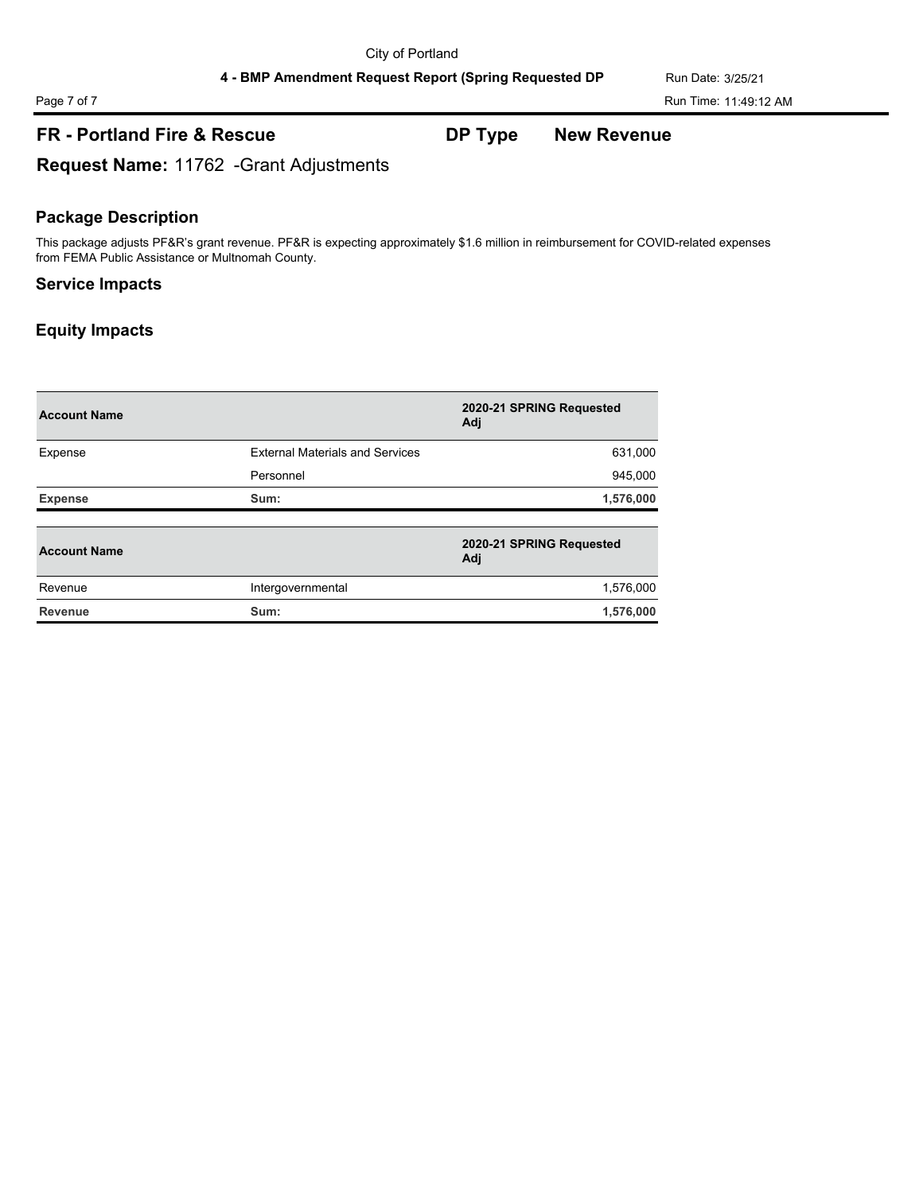## FR - Portland Fire & Rescue **DP Type** **New Revenue**

**Request Name:** 11762 -Grant Adjustments

### Package Description

This package adjusts PF&R's grant revenue. PF&R is expecting approximately $1.6 million in reimbursement for COVID-related expenses from FEMA Public Assistance or Multnomah County.

### Service Impacts

### Equity Impacts

| Account Name | | 2020-21 SPRING Requested Adj |
|---|---|---|
| Expense | External Materials and Services | 631,000 |
| | Personnel | 945,000 |
| **Expense** | **Sum:** | **1,576,000** |

| Account Name | | 2020-21 SPRING Requested Adj |
|---|---|---|
| Revenue | Intergovernmental | 1,576,000 |
| **Revenue** | **Sum:** | **1,576,000** |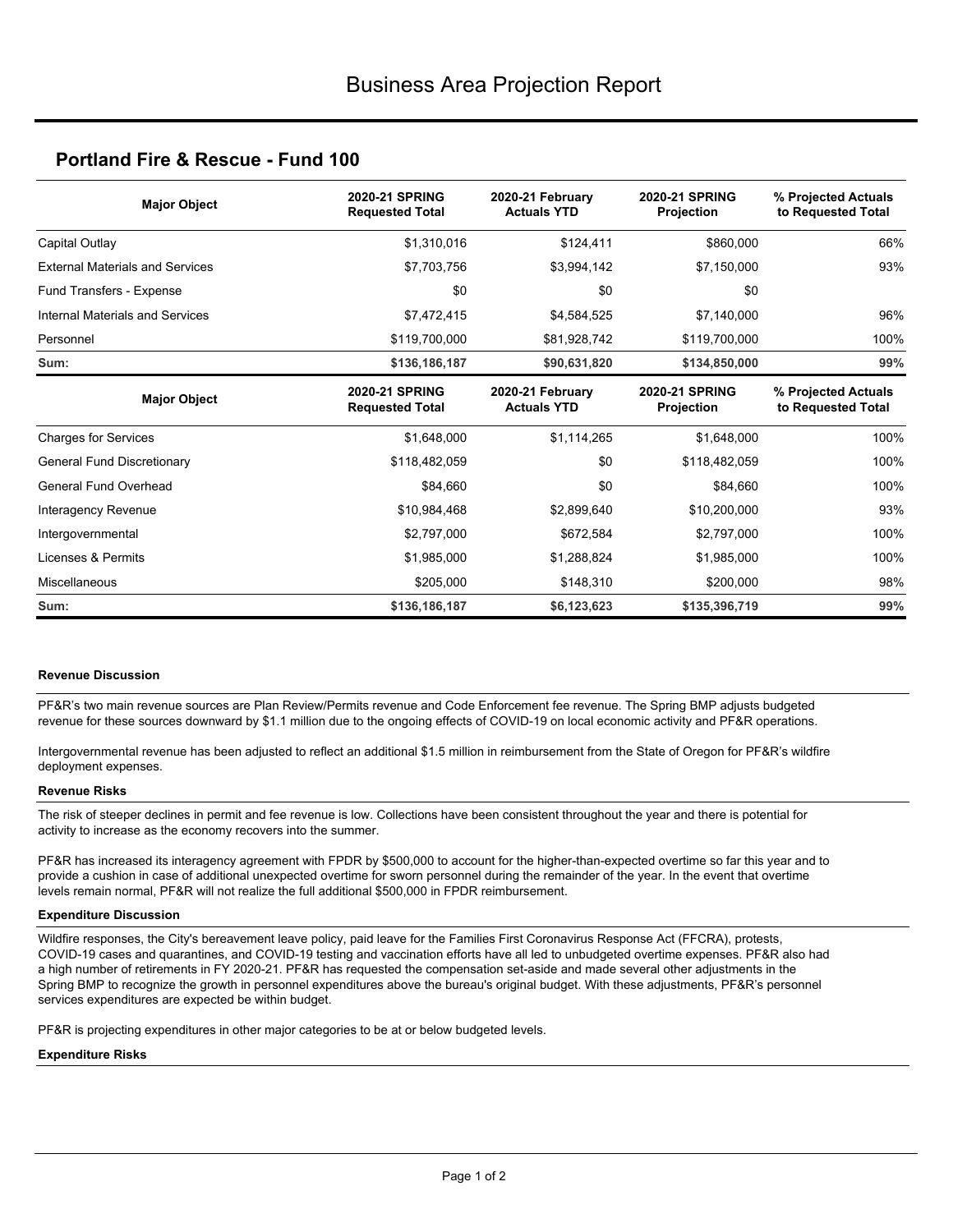# Business Area Projection Report

## Portland Fire & Rescue - Fund 100

| Major Object | 2020-21 SPRING Requested Total | 2020-21 February Actuals YTD | 2020-21 SPRING Projection | % Projected Actuals to Requested Total |
|---|---|---|---|---|
| Capital Outlay | $1,310,016 | $124,411 | $860,000 | 66% |
| External Materials and Services | $7,703,756 | $3,994,142 | $7,150,000 | 93% |
| Fund Transfers - Expense | $0 | $0 | $0 | |
| Internal Materials and Services | $7,472,415 | $4,584,525 | $7,140,000 | 96% |
| Personnel | $119,700,000 | $81,928,742 | $119,700,000 | 100% |
| **Sum:** | **$136,186,187** | **$90,631,820** | **$134,850,000** | **99%** |

| Major Object | 2020-21 SPRING Requested Total | 2020-21 February Actuals YTD | 2020-21 SPRING Projection | % Projected Actuals to Requested Total |
|---|---|---|---|---|
| Charges for Services | $1,648,000 | $1,114,265 | $1,648,000 | 100% |
| General Fund Discretionary | $118,482,059 | $0 | $118,482,059 | 100% |
| General Fund Overhead | $84,660 | $0 | $84,660 | 100% |
| Interagency Revenue | $10,984,468 | $2,899,640 | $10,200,000 | 93% |
| Intergovernmental | $2,797,000 | $672,584 | $2,797,000 | 100% |
| Licenses & Permits | $1,985,000 | $1,288,824 | $1,985,000 | 100% |
| Miscellaneous | $205,000 | $148,310 | $200,000 | 98% |
| **Sum:** | **$136,186,187** | **$6,123,623** | **$135,396,719** | **99%** |

**Revenue Discussion**

PF&R's two main revenue sources are Plan Review/Permits revenue and Code Enforcement fee revenue. The Spring BMP adjusts budgeted revenue for these sources downward by $1.1 million due to the ongoing effects of COVID-19 on local economic activity and PF&R operations.

Intergovernmental revenue has been adjusted to reflect an additional $1.5 million in reimbursement from the State of Oregon for PF&R's wildfire deployment expenses.

**Revenue Risks**

The risk of steeper declines in permit and fee revenue is low. Collections have been consistent throughout the year and there is potential for activity to increase as the economy recovers into the summer.

PF&R has increased its interagency agreement with FPDR by $500,000 to account for the higher-than-expected overtime so far this year and to provide a cushion in case of additional unexpected overtime for sworn personnel during the remainder of the year. In the event that overtime levels remain normal, PF&R will not realize the full additional $500,000 in FPDR reimbursement.

**Expenditure Discussion**

Wildfire responses, the City's bereavement leave policy, paid leave for the Families First Coronavirus Response Act (FFCRA), protests, COVID-19 cases and quarantines, and COVID-19 testing and vaccination efforts have all led to unbudgeted overtime expenses. PF&R also had a high number of retirements in FY 2020-21. PF&R has requested the compensation set-aside and made several other adjustments in the Spring BMP to recognize the growth in personnel expenditures above the bureau's original budget. With these adjustments, PF&R's personnel services expenditures are expected be within budget.

PF&R is projecting expenditures in other major categories to be at or below budgeted levels.

**Expenditure Risks**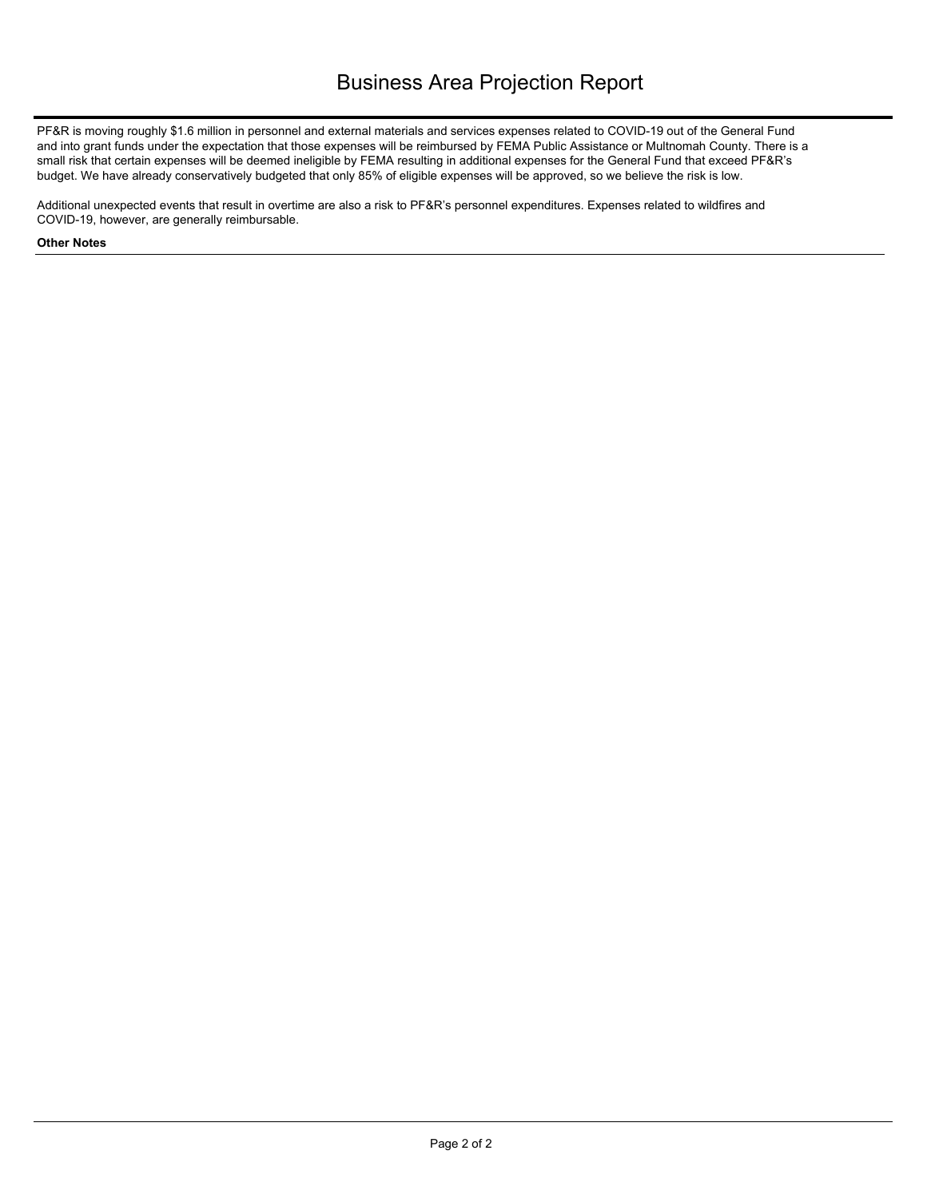# Business Area Projection Report

PF&R is moving roughly $1.6 million in personnel and external materials and services expenses related to COVID-19 out of the General Fund and into grant funds under the expectation that those expenses will be reimbursed by FEMA Public Assistance or Multnomah County. There is a small risk that certain expenses will be deemed ineligible by FEMA resulting in additional expenses for the General Fund that exceed PF&R's budget. We have already conservatively budgeted that only 85% of eligible expenses will be approved, so we believe the risk is low.

Additional unexpected events that result in overtime are also a risk to PF&R's personnel expenditures. Expenses related to wildfires and COVID-19, however, are generally reimbursable.

**Other Notes**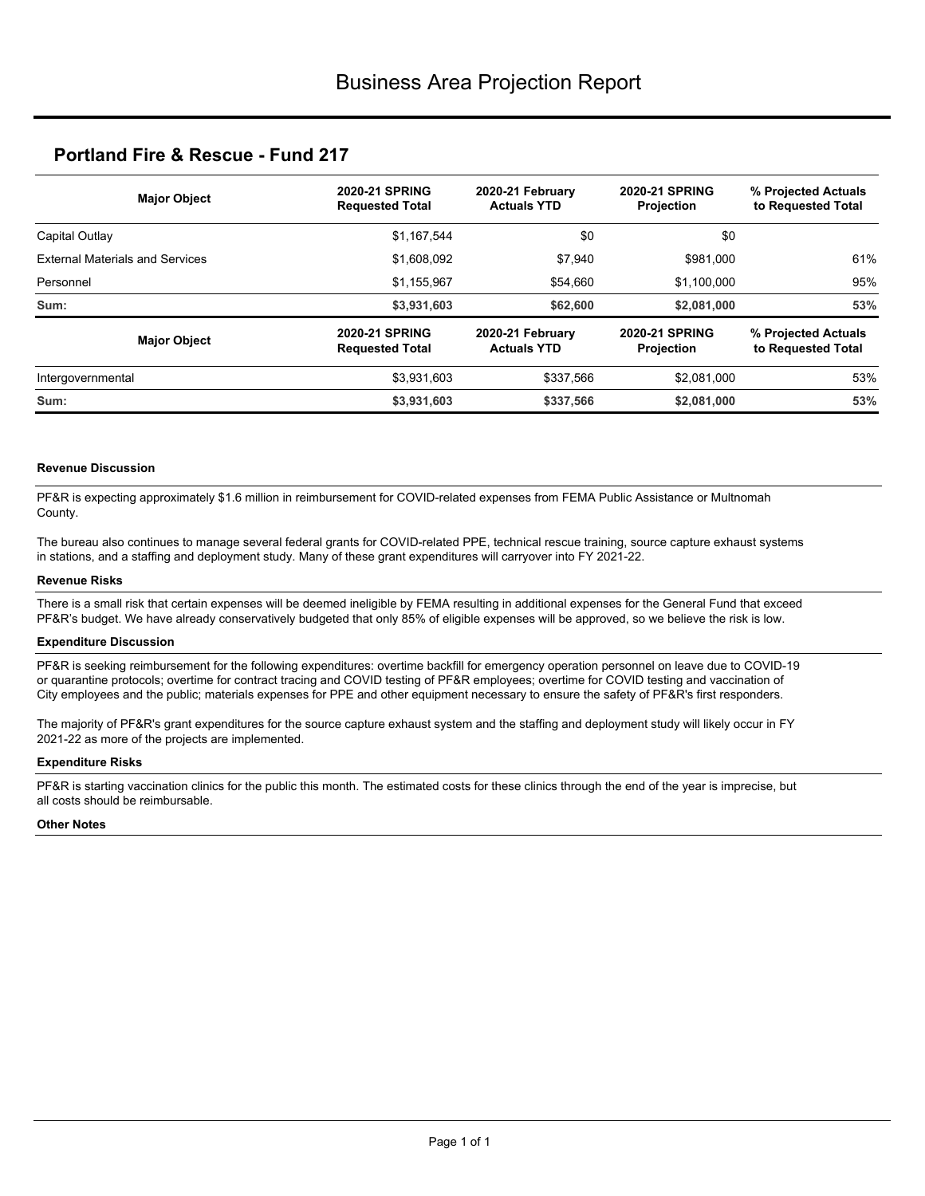# Business Area Projection Report

## Portland Fire & Rescue - Fund 217

| Major Object | 2020-21 SPRING Requested Total | 2020-21 February Actuals YTD | 2020-21 SPRING Projection | % Projected Actuals to Requested Total |
|---|---|---|---|---|
| Capital Outlay | $1,167,544 | $0 | $0 | |
| External Materials and Services | $1,608,092 | $7,940 | $981,000 | 61% |
| Personnel | $1,155,967 | $54,660 | $1,100,000 | 95% |
| **Sum:** | **$3,931,603** | **$62,600** | **$2,081,000** | **53%** |

| Major Object | 2020-21 SPRING Requested Total | 2020-21 February Actuals YTD | 2020-21 SPRING Projection | % Projected Actuals to Requested Total |
|---|---|---|---|---|
| Intergovernmental | $3,931,603 | $337,566 | $2,081,000 | 53% |
| **Sum:** | **$3,931,603** | **$337,566** | **$2,081,000** | **53%** |

#### Revenue Discussion

PF&R is expecting approximately $1.6 million in reimbursement for COVID-related expenses from FEMA Public Assistance or Multnomah County.

The bureau also continues to manage several federal grants for COVID-related PPE, technical rescue training, source capture exhaust systems in stations, and a staffing and deployment study. Many of these grant expenditures will carryover into FY 2021-22.

#### Revenue Risks

There is a small risk that certain expenses will be deemed ineligible by FEMA resulting in additional expenses for the General Fund that exceed PF&R's budget. We have already conservatively budgeted that only 85% of eligible expenses will be approved, so we believe the risk is low.

#### Expenditure Discussion

PF&R is seeking reimbursement for the following expenditures: overtime backfill for emergency operation personnel on leave due to COVID-19 or quarantine protocols; overtime for contract tracing and COVID testing of PF&R employees; overtime for COVID testing and vaccination of City employees and the public; materials expenses for PPE and other equipment necessary to ensure the safety of PF&R's first responders.

The majority of PF&R's grant expenditures for the source capture exhaust system and the staffing and deployment study will likely occur in FY 2021-22 as more of the projects are implemented.

#### Expenditure Risks

PF&R is starting vaccination clinics for the public this month. The estimated costs for these clinics through the end of the year is imprecise, but all costs should be reimbursable.

#### Other Notes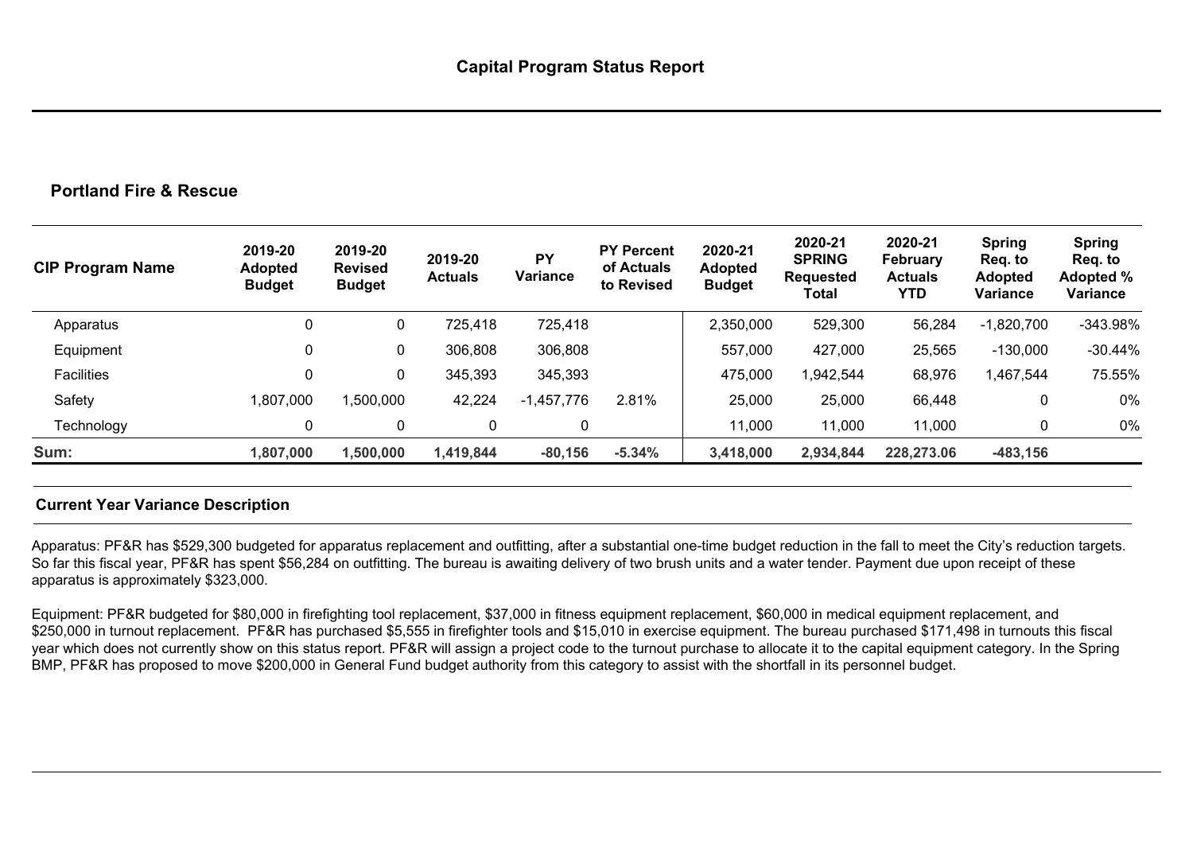# Capital Program Status Report

## Portland Fire & Rescue

| CIP Program Name | 2019-20 Adopted Budget | 2019-20 Revised Budget | 2019-20 Actuals | PY Variance | PY Percent of Actuals to Revised | 2020-21 Adopted Budget | 2020-21 SPRING Requested Total | 2020-21 February Actuals YTD | Spring Req. to Adopted Variance | Spring Req. to Adopted % Variance |
|---|---|---|---|---|---|---|---|---|---|---|
| Apparatus | 0 | 0 | 725,418 | 725,418 | | 2,350,000 | 529,300 | 56,284 | -1,820,700 | -343.98% |
| Equipment | 0 | 0 | 306,808 | 306,808 | | 557,000 | 427,000 | 25,565 | -130,000 | -30.44% |
| Facilities | 0 | 0 | 345,393 | 345,393 | | 475,000 | 1,942,544 | 68,976 | 1,467,544 | 75.55% |
| Safety | 1,807,000 | 1,500,000 | 42,224 | -1,457,776 | 2.81% | 25,000 | 25,000 | 66,448 | 0 | 0% |
| Technology | 0 | 0 | 0 | 0 | | 11,000 | 11,000 | 11,000 | 0 | 0% |
| **Sum:** | **1,807,000** | **1,500,000** | **1,419,844** | **-80,156** | **-5.34%** | **3,418,000** | **2,934,844** | **228,273.06** | **-483,156** | |

### Current Year Variance Description

Apparatus: PF&R has $529,300 budgeted for apparatus replacement and outfitting, after a substantial one-time budget reduction in the fall to meet the City's reduction targets. So far this fiscal year, PF&R has spent $56,284 on outfitting. The bureau is awaiting delivery of two brush units and a water tender. Payment due upon receipt of these apparatus is approximately $323,000.

Equipment: PF&R budgeted for $80,000 in firefighting tool replacement, $37,000 in fitness equipment replacement, $60,000 in medical equipment replacement, and $250,000 in turnout replacement. PF&R has purchased $5,555 in firefighter tools and $15,010 in exercise equipment. The bureau purchased $171,498 in turnouts this fiscal year which does not currently show on this status report. PF&R will assign a project code to the turnout purchase to allocate it to the capital equipment category. In the Spring BMP, PF&R has proposed to move $200,000 in General Fund budget authority from this category to assist with the shortfall in its personnel budget.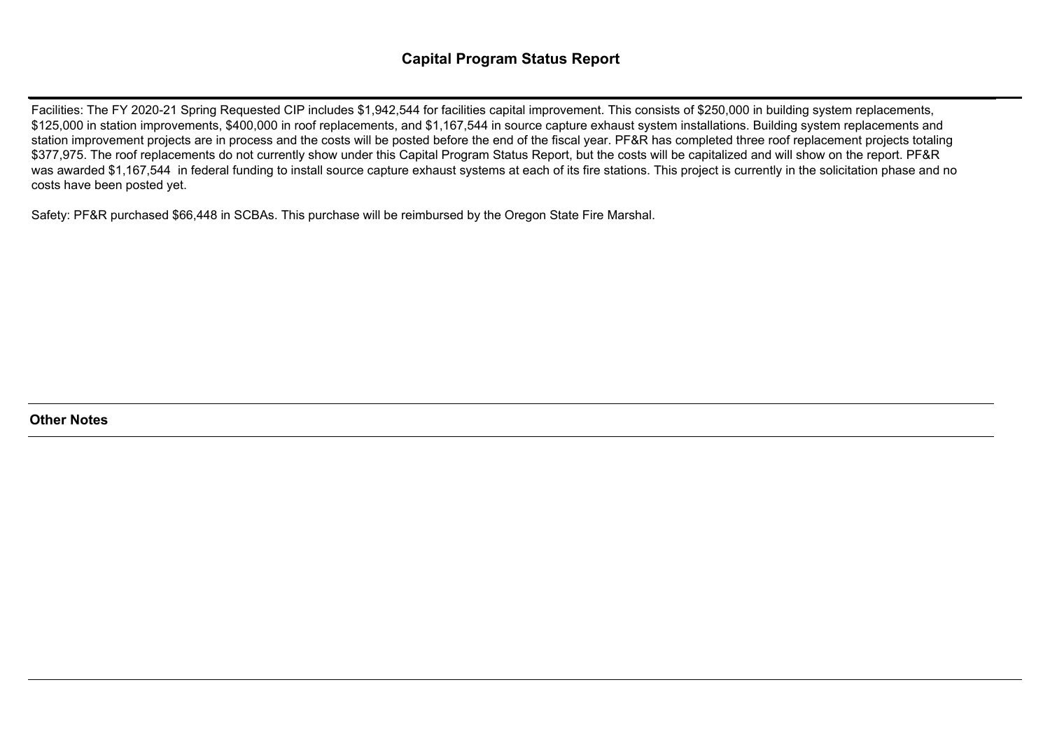## Capital Program Status Report

Facilities: The FY 2020-21 Spring Requested CIP includes $1,942,544 for facilities capital improvement. This consists of $250,000 in building system replacements, $125,000 in station improvements, $400,000 in roof replacements, and $1,167,544 in source capture exhaust system installations. Building system replacements and station improvement projects are in process and the costs will be posted before the end of the fiscal year. PF&R has completed three roof replacement projects totaling $377,975. The roof replacements do not currently show under this Capital Program Status Report, but the costs will be capitalized and will show on the report. PF&R was awarded $1,167,544 in federal funding to install source capture exhaust systems at each of its fire stations. This project is currently in the solicitation phase and no costs have been posted yet.

Safety: PF&R purchased $66,448 in SCBAs. This purchase will be reimbursed by the Oregon State Fire Marshal.

### Other Notes